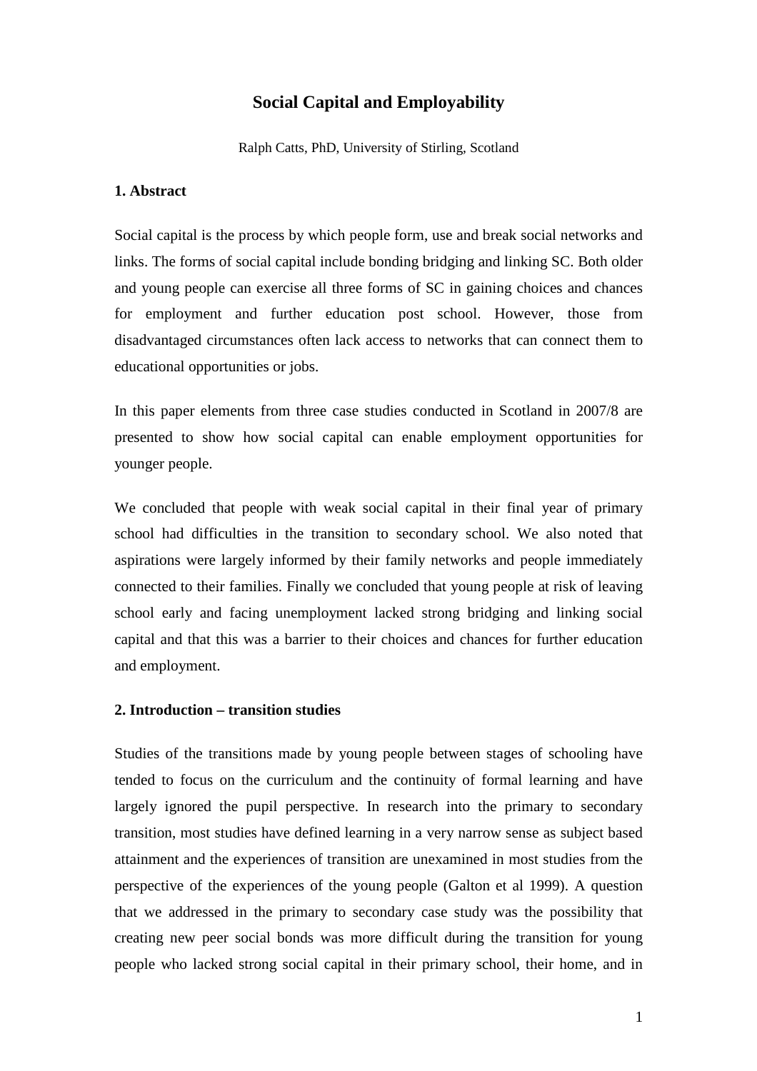# Social Capital and Employability

Ralph Catts, PhD, University of Stirling, Scotland

## 1. Abstract

Social capital is the process by which people form, use and break social networks and links. The forms of social capital include bonding bridging and linking SC. Both older and young people can exercise all three forms of SC in gaining choices and chances for employment and further education post school. However, those from disadvantaged circumstances often lack access to networks that can connect them to educational opportunities or jobs.

In this paper elements from three case studies conducted in Scotland in 2007/8 are presented to show how social capital can enable employment opportunities for younger people.

We concluded that people with weak social capital in their final year of primary school had difficulties in the transition to secondary school. We also noted that aspirations were largely informed by their family networks and people immediately connected to their families. Finally we concluded that young people at risk of leaving school early and facing unemployment lacked strong bridging and linking social capital and that this was a barrier to their choices and chances for further education and employment.

## 2. Introduction – transition studies

Studies of the transitions made by young people between stages of schooling have tended to focus on the curriculum and the continuity of formal learning and have largely ignored the pupil perspective. In research into the primary to secondary transition, most studies have defined learning in a very narrow sense as subject based attainment and the experiences of transition are unexamined in most studies from the perspective of the experiences of the young people (Galton et al 1999). A question that we addressed in the primary to secondary case study was the possibility that creating new peer social bonds was more difficult during the transition for young people who lacked strong social capital in their primary school, their home, and in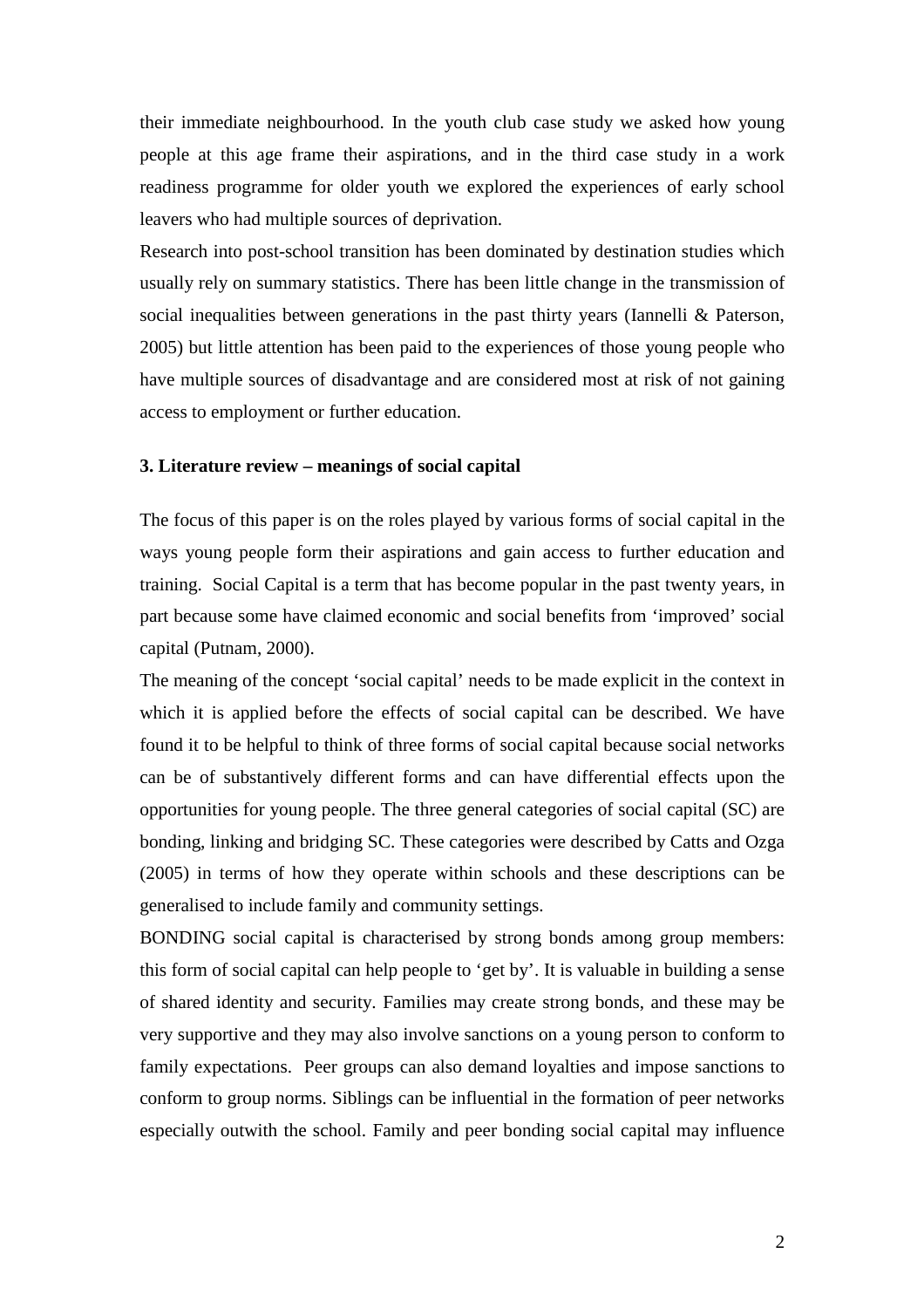their immediate neighbourhood. In the youth club case study we asked how young people at this age frame their aspirations, and in the third case study in a work readiness programme for older youth we explored the experiences of early school leavers who had multiple sources of deprivation.

Research into post-school transition has been dominated by destination studies which usually rely on summary statistics. There has been little change in the transmission of social inequalities between generations in the past thirty years (Iannelli & Paterson, 2005) but little attention has been paid to the experiences of those young people who have multiple sources of disadvantage and are considered most at risk of not gaining access to employment or further education.

### 3. Literature review – meanings of social capital

The focus of this paper is on the roles played by various forms of social capital in the ways young people form their aspirations and gain access to further education and training. Social Capital is a term that has become popular in the past twenty years, in part because some have claimed economic and social benefits from 'improved' social capital (Putnam, 2000).

The meaning of the concept 'social capital' needs to be made explicit in the context in which it is applied before the effects of social capital can be described. We have found it to be helpful to think of three forms of social capital because social networks can be of substantively different forms and can have differential effects upon the opportunities for young people. The three general categories of social capital (SC) are bonding, linking and bridging SC. These categories were described by Catts and Ozga (2005) in terms of how they operate within schools and these descriptions can be generalised to include family and community settings.

BONDING social capital is characterised by strong bonds among group members: this form of social capital can help people to 'get by'. It is valuable in building a sense of shared identity and security. Families may create strong bonds, and these may be very supportive and they may also involve sanctions on a young person to conform to family expectations. Peer groups can also demand loyalties and impose sanctions to conform to group norms. Siblings can be influential in the formation of peer networks especially outwith the school. Family and peer bonding social capital may influence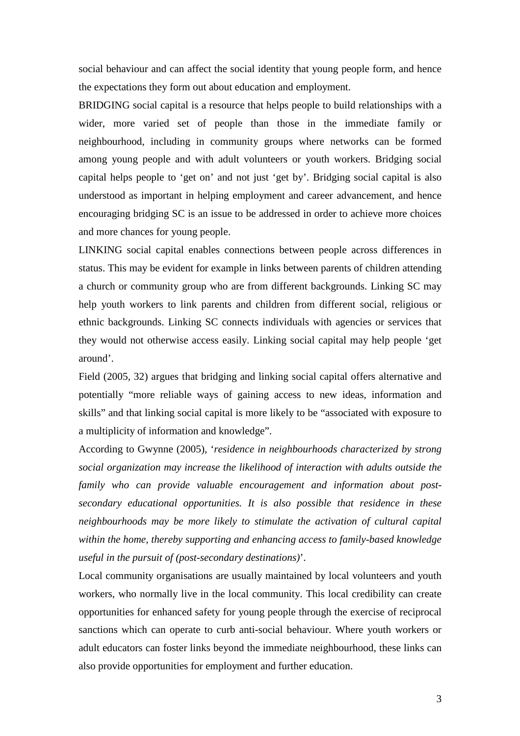social behaviour and can affect the social identity that young people form, and hence the expectations they form out about education and employment.

BRIDGING social capital is a resource that helps people to build relationships with a wider, more varied set of people than those in the immediate family or neighbourhood, including in community groups where networks can be formed among young people and with adult volunteers or youth workers. Bridging social capital helps people to 'get on' and not just 'get by'. Bridging social capital is also understood as important in helping employment and career advancement, and hence encouraging bridging SC is an issue to be addressed in order to achieve more choices and more chances for young people.

LINKING social capital enables connections between people across differences in status. This may be evident for example in links between parents of children attending a church or community group who are from different backgrounds. Linking SC may help youth workers to link parents and children from different social, religious or ethnic backgrounds. Linking SC connects individuals with agencies or services that they would not otherwise access easily. Linking social capital may help people 'get around'.

Field (2005, 32) argues that bridging and linking social capital offers alternative and potentially "more reliable ways of gaining access to new ideas, information and skills" and that linking social capital is more likely to be "associated with exposure to a multiplicity of information and knowledge".

According to Gwynne (2005), '*residence in neighbourhoods characterized by strong social organization may increase the likelihood of interaction with adults outside the family who can provide valuable encouragement and information about post-secondary educational opportunities. It is also possible that residence in these neighbourhoods may be more likely to stimulate the activation of cultural capital within the home, thereby supporting and enhancing access to family-based knowledge useful in the pursuit of (post-secondary destinations)*'.

Local community organisations are usually maintained by local volunteers and youth workers, who normally live in the local community. This local credibility can create opportunities for enhanced safety for young people through the exercise of reciprocal sanctions which can operate to curb anti-social behaviour. Where youth workers or adult educators can foster links beyond the immediate neighbourhood, these links can also provide opportunities for employment and further education.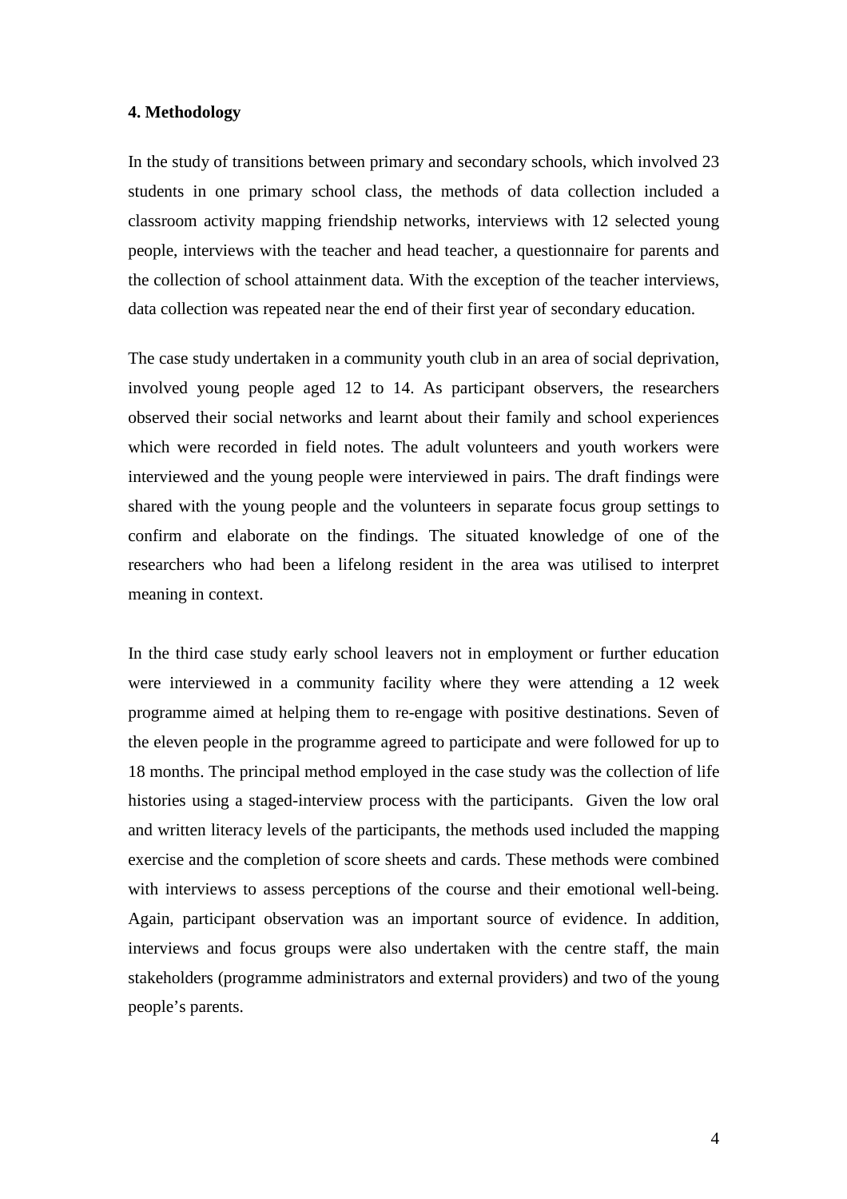**4. Methodology**

In the study of transitions between primary and secondary schools, which involved 23 students in one primary school class, the methods of data collection included a classroom activity mapping friendship networks, interviews with 12 selected young people, interviews with the teacher and head teacher, a questionnaire for parents and the collection of school attainment data. With the exception of the teacher interviews, data collection was repeated near the end of their first year of secondary education.

The case study undertaken in a community youth club in an area of social deprivation, involved young people aged 12 to 14. As participant observers, the researchers observed their social networks and learnt about their family and school experiences which were recorded in field notes. The adult volunteers and youth workers were interviewed and the young people were interviewed in pairs. The draft findings were shared with the young people and the volunteers in separate focus group settings to confirm and elaborate on the findings. The situated knowledge of one of the researchers who had been a lifelong resident in the area was utilised to interpret meaning in context.

In the third case study early school leavers not in employment or further education were interviewed in a community facility where they were attending a 12 week programme aimed at helping them to re-engage with positive destinations. Seven of the eleven people in the programme agreed to participate and were followed for up to 18 months. The principal method employed in the case study was the collection of life histories using a staged-interview process with the participants. Given the low oral and written literacy levels of the participants, the methods used included the mapping exercise and the completion of score sheets and cards. These methods were combined with interviews to assess perceptions of the course and their emotional well-being. Again, participant observation was an important source of evidence. In addition, interviews and focus groups were also undertaken with the centre staff, the main stakeholders (programme administrators and external providers) and two of the young people's parents.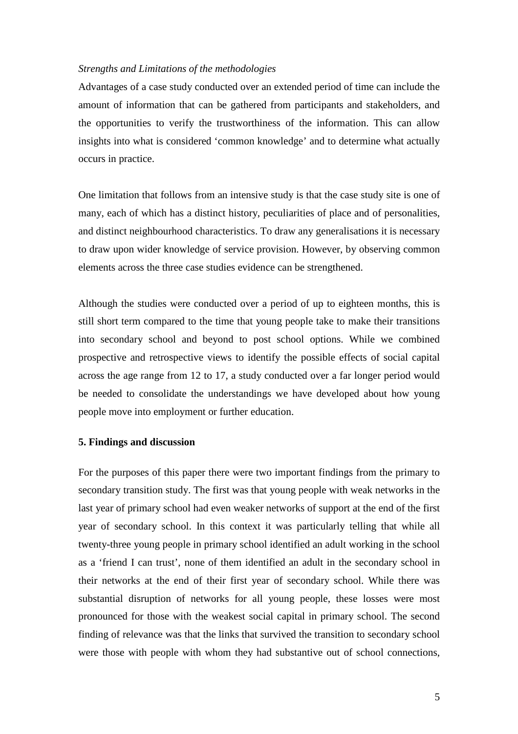*Strengths and Limitations of the methodologies*

Advantages of a case study conducted over an extended period of time can include the amount of information that can be gathered from participants and stakeholders, and the opportunities to verify the trustworthiness of the information. This can allow insights into what is considered 'common knowledge' and to determine what actually occurs in practice.

One limitation that follows from an intensive study is that the case study site is one of many, each of which has a distinct history, peculiarities of place and of personalities, and distinct neighbourhood characteristics. To draw any generalisations it is necessary to draw upon wider knowledge of service provision. However, by observing common elements across the three case studies evidence can be strengthened.

Although the studies were conducted over a period of up to eighteen months, this is still short term compared to the time that young people take to make their transitions into secondary school and beyond to post school options. While we combined prospective and retrospective views to identify the possible effects of social capital across the age range from 12 to 17, a study conducted over a far longer period would be needed to consolidate the understandings we have developed about how young people move into employment or further education.

## 5. Findings and discussion

For the purposes of this paper there were two important findings from the primary to secondary transition study. The first was that young people with weak networks in the last year of primary school had even weaker networks of support at the end of the first year of secondary school. In this context it was particularly telling that while all twenty-three young people in primary school identified an adult working in the school as a 'friend I can trust', none of them identified an adult in the secondary school in their networks at the end of their first year of secondary school. While there was substantial disruption of networks for all young people, these losses were most pronounced for those with the weakest social capital in primary school. The second finding of relevance was that the links that survived the transition to secondary school were those with people with whom they had substantive out of school connections,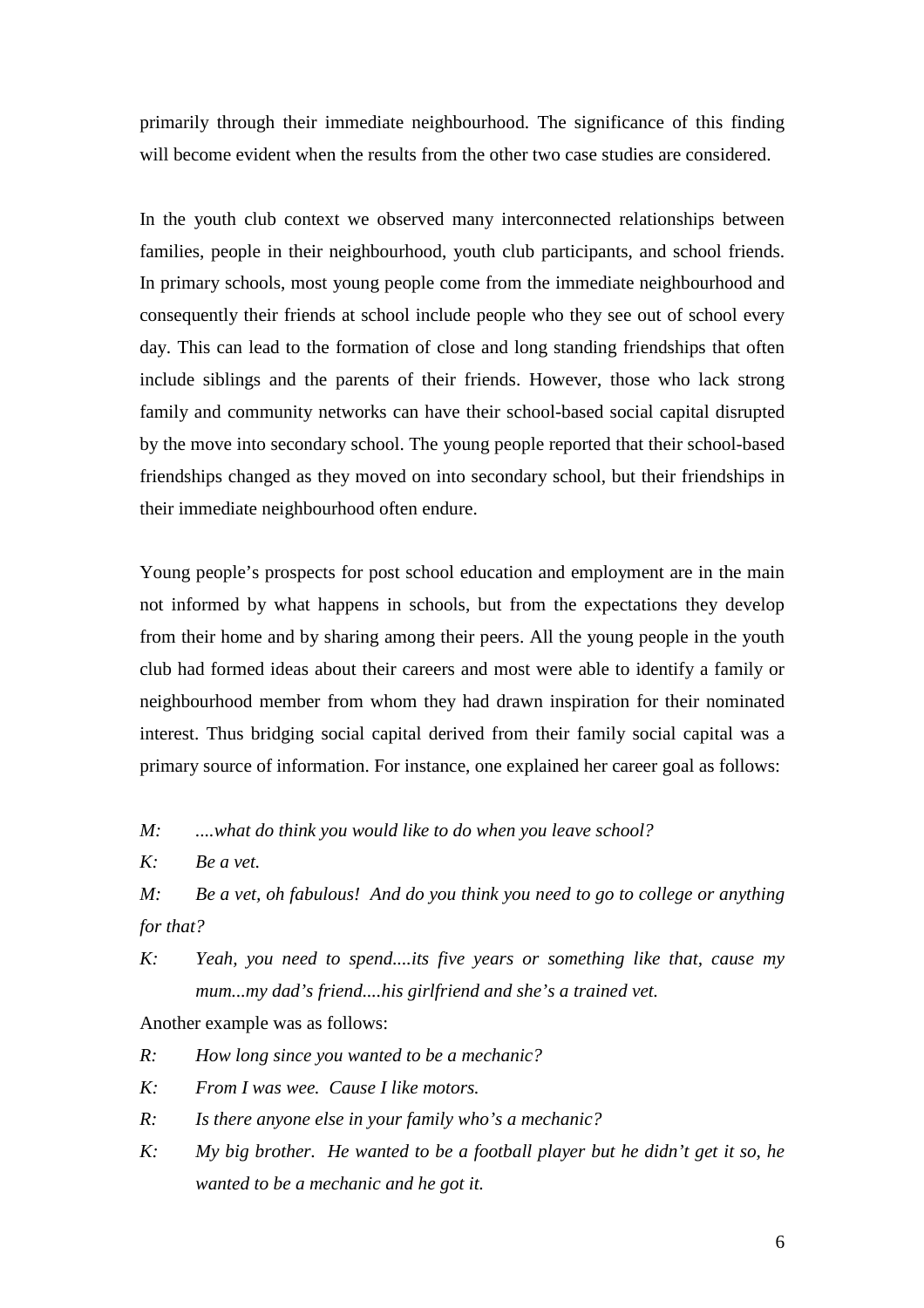primarily through their immediate neighbourhood. The significance of this finding will become evident when the results from the other two case studies are considered.

In the youth club context we observed many interconnected relationships between families, people in their neighbourhood, youth club participants, and school friends. In primary schools, most young people come from the immediate neighbourhood and consequently their friends at school include people who they see out of school every day. This can lead to the formation of close and long standing friendships that often include siblings and the parents of their friends. However, those who lack strong family and community networks can have their school-based social capital disrupted by the move into secondary school. The young people reported that their school-based friendships changed as they moved on into secondary school, but their friendships in their immediate neighbourhood often endure.

Young people's prospects for post school education and employment are in the main not informed by what happens in schools, but from the expectations they develop from their home and by sharing among their peers. All the young people in the youth club had formed ideas about their careers and most were able to identify a family or neighbourhood member from whom they had drawn inspiration for their nominated interest. Thus bridging social capital derived from their family social capital was a primary source of information. For instance, one explained her career goal as follows:

*M: ....what do think you would like to do when you leave school?*

*K: Be a vet.*

*M: Be a vet, oh fabulous! And do you think you need to go to college or anything for that?*

*K: Yeah, you need to spend....its five years or something like that, cause my mum...my dad's friend....his girlfriend and she's a trained vet.*

Another example was as follows:

*R: How long since you wanted to be a mechanic?*

*K: From I was wee. Cause I like motors.*

*R: Is there anyone else in your family who's a mechanic?*

*K: My big brother. He wanted to be a football player but he didn't get it so, he wanted to be a mechanic and he got it.*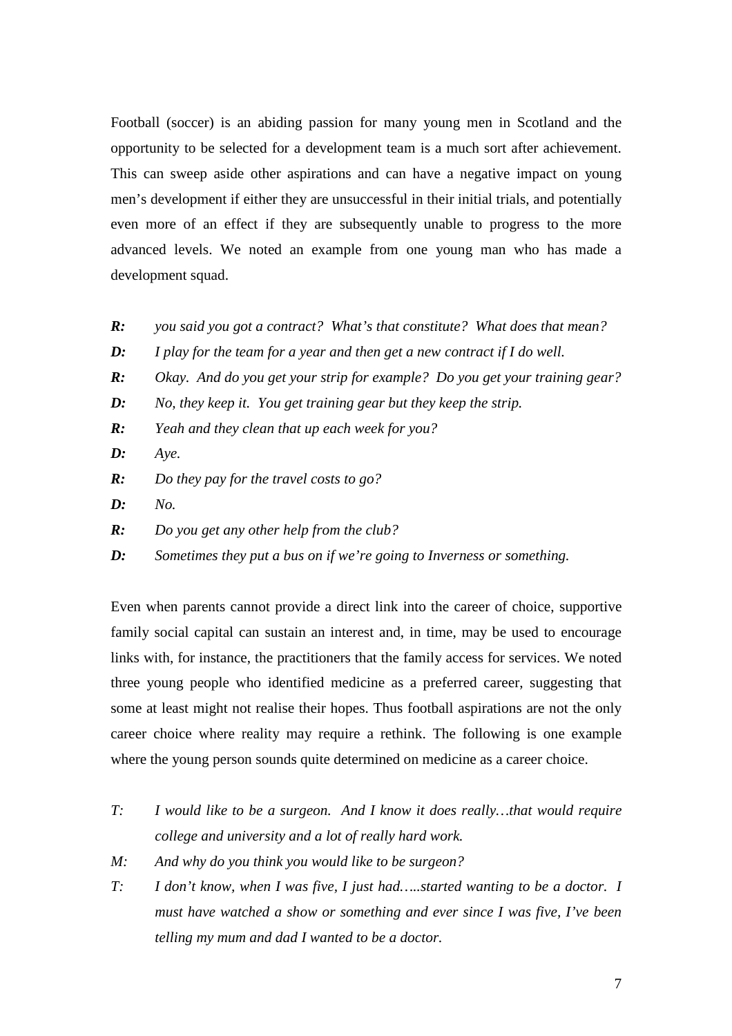Football (soccer) is an abiding passion for many young men in Scotland and the opportunity to be selected for a development team is a much sort after achievement. This can sweep aside other aspirations and can have a negative impact on young men's development if either they are unsuccessful in their initial trials, and potentially even more of an effect if they are subsequently unable to progress to the more advanced levels. We noted an example from one young man who has made a development squad.

***R:*** *you said you got a contract? What's that constitute? What does that mean?*

***D:*** *I play for the team for a year and then get a new contract if I do well.*

***R:*** *Okay. And do you get your strip for example? Do you get your training gear?*

***D:*** *No, they keep it. You get training gear but they keep the strip.*

***R:*** *Yeah and they clean that up each week for you?*

***D:*** *Aye.*

***R:*** *Do they pay for the travel costs to go?*

***D:*** *No.*

***R:*** *Do you get any other help from the club?*

***D:*** *Sometimes they put a bus on if we're going to Inverness or something.*

Even when parents cannot provide a direct link into the career of choice, supportive family social capital can sustain an interest and, in time, may be used to encourage links with, for instance, the practitioners that the family access for services. We noted three young people who identified medicine as a preferred career, suggesting that some at least might not realise their hopes. Thus football aspirations are not the only career choice where reality may require a rethink. The following is one example where the young person sounds quite determined on medicine as a career choice.

*T:* *I would like to be a surgeon. And I know it does really…that would require college and university and a lot of really hard work.*

*M:* *And why do you think you would like to be surgeon?*

*T:* *I don't know, when I was five, I just had…..started wanting to be a doctor. I must have watched a show or something and ever since I was five, I've been telling my mum and dad I wanted to be a doctor.*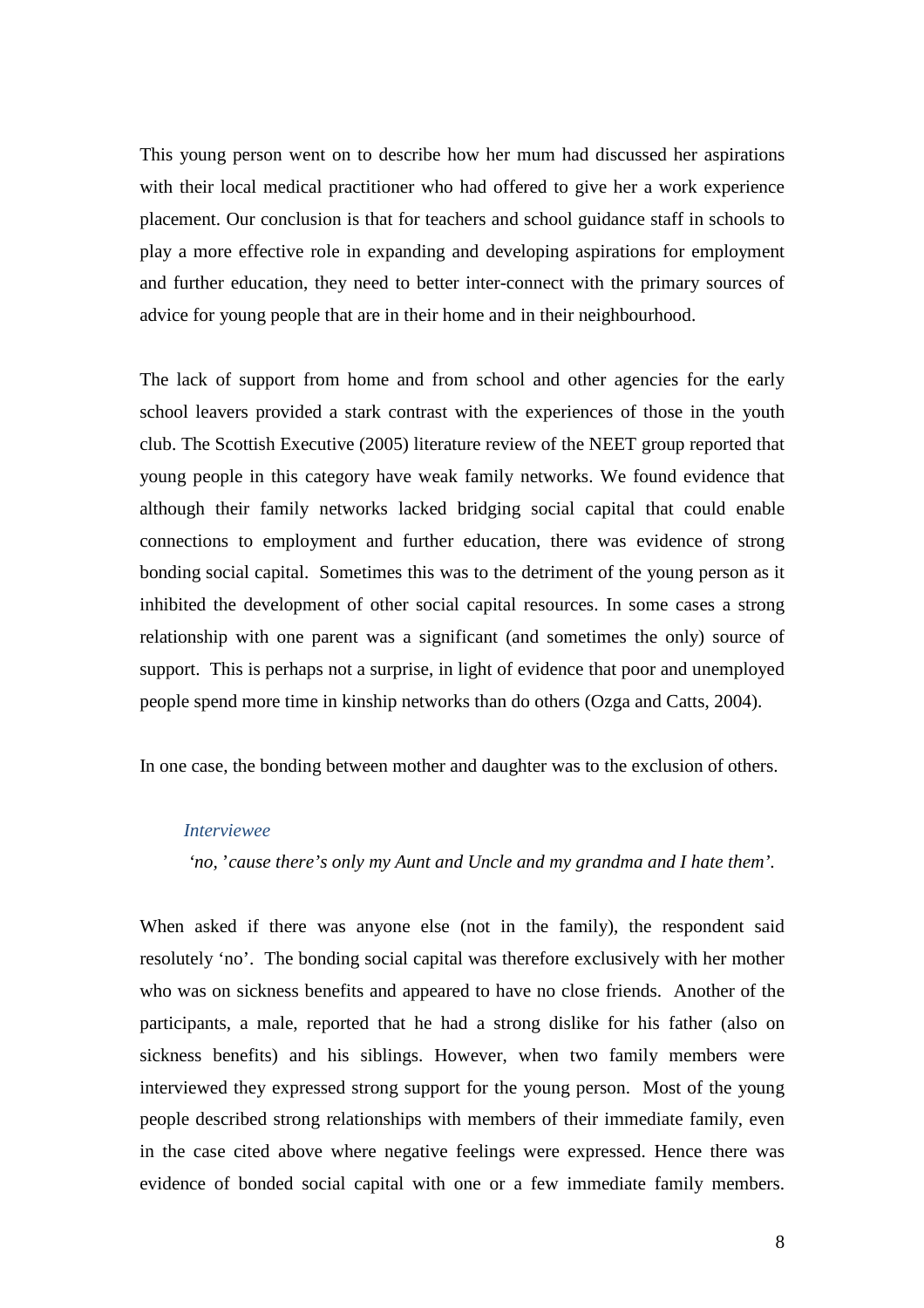This young person went on to describe how her mum had discussed her aspirations with their local medical practitioner who had offered to give her a work experience placement. Our conclusion is that for teachers and school guidance staff in schools to play a more effective role in expanding and developing aspirations for employment and further education, they need to better inter-connect with the primary sources of advice for young people that are in their home and in their neighbourhood.

The lack of support from home and from school and other agencies for the early school leavers provided a stark contrast with the experiences of those in the youth club. The Scottish Executive (2005) literature review of the NEET group reported that young people in this category have weak family networks. We found evidence that although their family networks lacked bridging social capital that could enable connections to employment and further education, there was evidence of strong bonding social capital. Sometimes this was to the detriment of the young person as it inhibited the development of other social capital resources. In some cases a strong relationship with one parent was a significant (and sometimes the only) source of support. This is perhaps not a surprise, in light of evidence that poor and unemployed people spend more time in kinship networks than do others (Ozga and Catts, 2004).

In one case, the bonding between mother and daughter was to the exclusion of others.

> *Interviewee*
>
> *'no, 'cause there's only my Aunt and Uncle and my grandma and I hate them'.*

When asked if there was anyone else (not in the family), the respondent said resolutely 'no'. The bonding social capital was therefore exclusively with her mother who was on sickness benefits and appeared to have no close friends. Another of the participants, a male, reported that he had a strong dislike for his father (also on sickness benefits) and his siblings. However, when two family members were interviewed they expressed strong support for the young person. Most of the young people described strong relationships with members of their immediate family, even in the case cited above where negative feelings were expressed. Hence there was evidence of bonded social capital with one or a few immediate family members.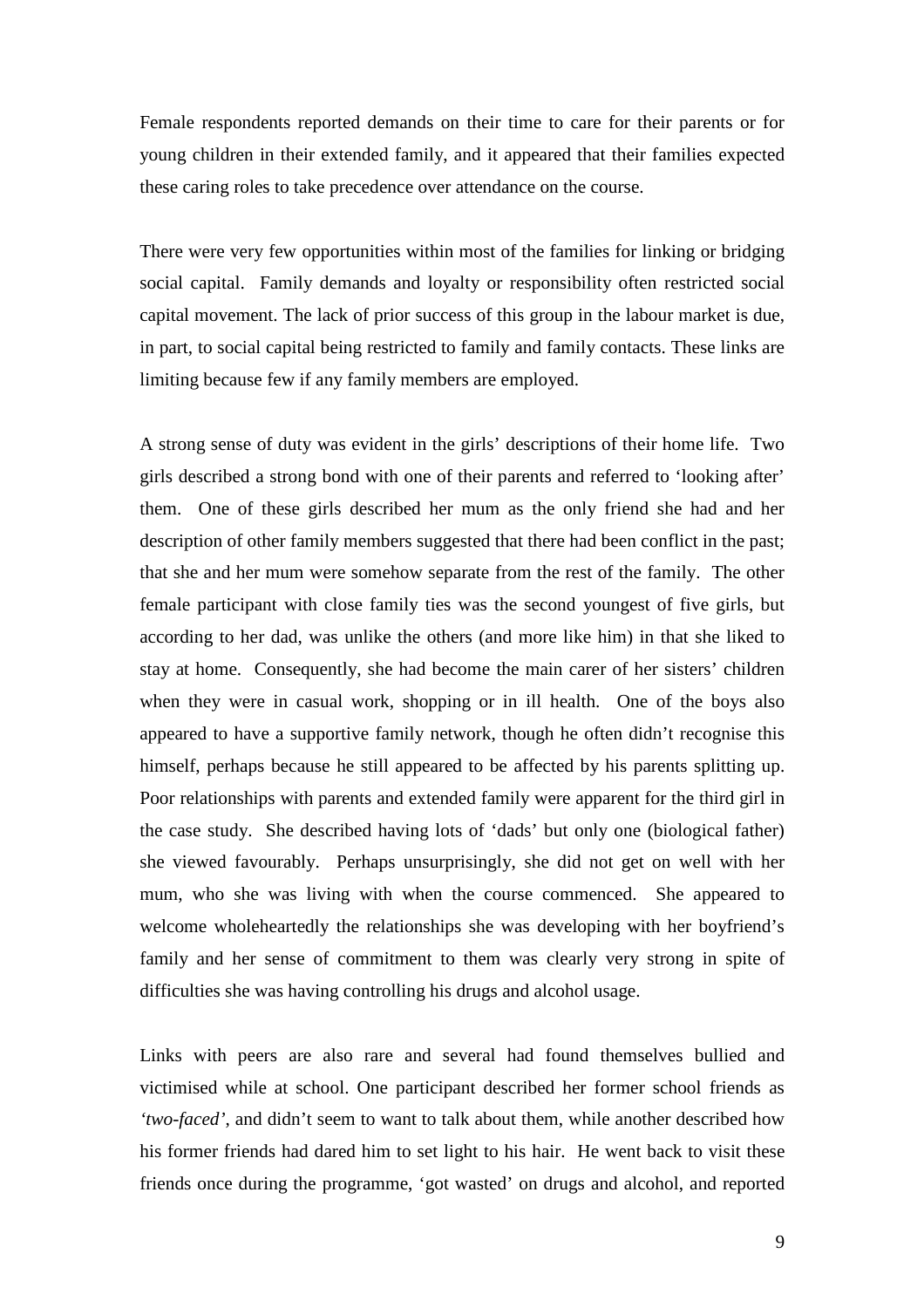Female respondents reported demands on their time to care for their parents or for young children in their extended family, and it appeared that their families expected these caring roles to take precedence over attendance on the course.

There were very few opportunities within most of the families for linking or bridging social capital. Family demands and loyalty or responsibility often restricted social capital movement. The lack of prior success of this group in the labour market is due, in part, to social capital being restricted to family and family contacts. These links are limiting because few if any family members are employed.

A strong sense of duty was evident in the girls' descriptions of their home life. Two girls described a strong bond with one of their parents and referred to 'looking after' them. One of these girls described her mum as the only friend she had and her description of other family members suggested that there had been conflict in the past; that she and her mum were somehow separate from the rest of the family. The other female participant with close family ties was the second youngest of five girls, but according to her dad, was unlike the others (and more like him) in that she liked to stay at home. Consequently, she had become the main carer of her sisters' children when they were in casual work, shopping or in ill health. One of the boys also appeared to have a supportive family network, though he often didn't recognise this himself, perhaps because he still appeared to be affected by his parents splitting up. Poor relationships with parents and extended family were apparent for the third girl in the case study. She described having lots of 'dads' but only one (biological father) she viewed favourably. Perhaps unsurprisingly, she did not get on well with her mum, who she was living with when the course commenced. She appeared to welcome wholeheartedly the relationships she was developing with her boyfriend's family and her sense of commitment to them was clearly very strong in spite of difficulties she was having controlling his drugs and alcohol usage.

Links with peers are also rare and several had found themselves bullied and victimised while at school. One participant described her former school friends as *'two-faced'*, and didn't seem to want to talk about them, while another described how his former friends had dared him to set light to his hair. He went back to visit these friends once during the programme, 'got wasted' on drugs and alcohol, and reported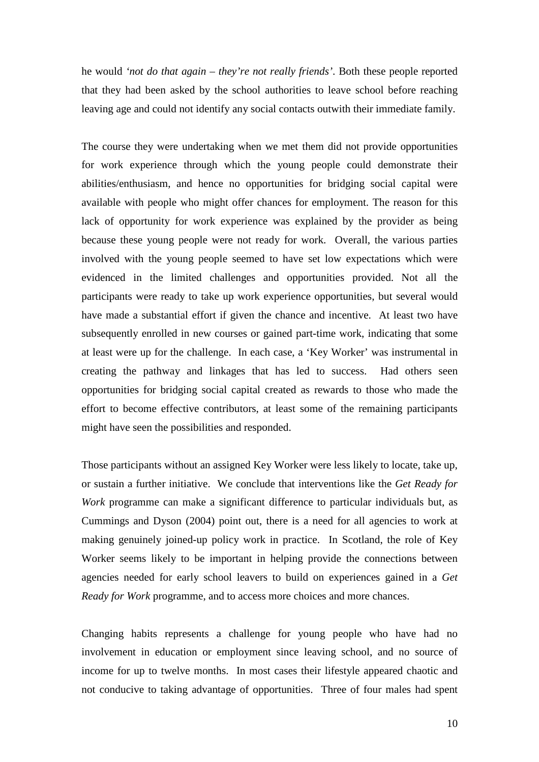he would *'not do that again – they're not really friends'*. Both these people reported that they had been asked by the school authorities to leave school before reaching leaving age and could not identify any social contacts outwith their immediate family.

The course they were undertaking when we met them did not provide opportunities for work experience through which the young people could demonstrate their abilities/enthusiasm, and hence no opportunities for bridging social capital were available with people who might offer chances for employment. The reason for this lack of opportunity for work experience was explained by the provider as being because these young people were not ready for work. Overall, the various parties involved with the young people seemed to have set low expectations which were evidenced in the limited challenges and opportunities provided. Not all the participants were ready to take up work experience opportunities, but several would have made a substantial effort if given the chance and incentive. At least two have subsequently enrolled in new courses or gained part-time work, indicating that some at least were up for the challenge. In each case, a 'Key Worker' was instrumental in creating the pathway and linkages that has led to success. Had others seen opportunities for bridging social capital created as rewards to those who made the effort to become effective contributors, at least some of the remaining participants might have seen the possibilities and responded.

Those participants without an assigned Key Worker were less likely to locate, take up, or sustain a further initiative. We conclude that interventions like the *Get Ready for Work* programme can make a significant difference to particular individuals but, as Cummings and Dyson (2004) point out, there is a need for all agencies to work at making genuinely joined-up policy work in practice. In Scotland, the role of Key Worker seems likely to be important in helping provide the connections between agencies needed for early school leavers to build on experiences gained in a *Get Ready for Work* programme, and to access more choices and more chances.

Changing habits represents a challenge for young people who have had no involvement in education or employment since leaving school, and no source of income for up to twelve months. In most cases their lifestyle appeared chaotic and not conducive to taking advantage of opportunities. Three of four males had spent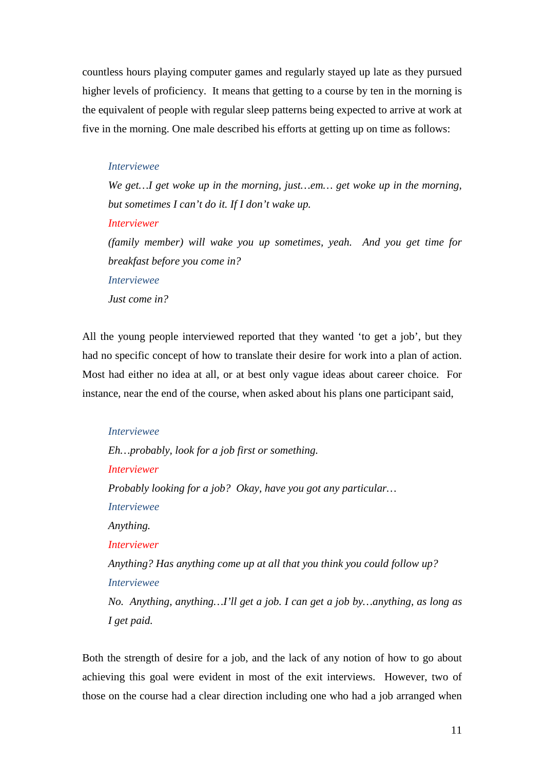countless hours playing computer games and regularly stayed up late as they pursued higher levels of proficiency. It means that getting to a course by ten in the morning is the equivalent of people with regular sleep patterns being expected to arrive at work at five in the morning. One male described his efforts at getting up on time as follows:

> *Interviewee*
>
> *We get…I get woke up in the morning, just…em… get woke up in the morning, but sometimes I can't do it. If I don't wake up.*
>
> *Interviewer*
>
> *(family member) will wake you up sometimes, yeah. And you get time for breakfast before you come in?*
>
> *Interviewee*
>
> *Just come in?*

All the young people interviewed reported that they wanted 'to get a job', but they had no specific concept of how to translate their desire for work into a plan of action. Most had either no idea at all, or at best only vague ideas about career choice. For instance, near the end of the course, when asked about his plans one participant said,

> *Interviewee*
>
> *Eh…probably, look for a job first or something.*
>
> *Interviewer*
>
> *Probably looking for a job? Okay, have you got any particular…*
>
> *Interviewee*
>
> *Anything.*
>
> *Interviewer*
>
> *Anything? Has anything come up at all that you think you could follow up?*
>
> *Interviewee*
>
> *No. Anything, anything…I'll get a job. I can get a job by…anything, as long as I get paid.*

Both the strength of desire for a job, and the lack of any notion of how to go about achieving this goal were evident in most of the exit interviews. However, two of those on the course had a clear direction including one who had a job arranged when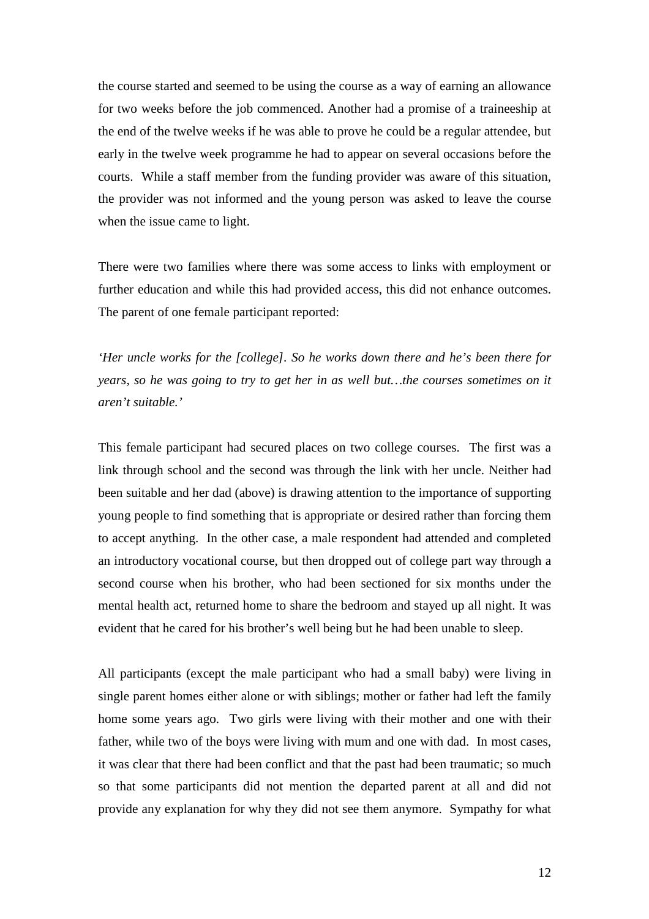the course started and seemed to be using the course as a way of earning an allowance for two weeks before the job commenced. Another had a promise of a traineeship at the end of the twelve weeks if he was able to prove he could be a regular attendee, but early in the twelve week programme he had to appear on several occasions before the courts. While a staff member from the funding provider was aware of this situation, the provider was not informed and the young person was asked to leave the course when the issue came to light.

There were two families where there was some access to links with employment or further education and while this had provided access, this did not enhance outcomes. The parent of one female participant reported:

*'Her uncle works for the [college]. So he works down there and he's been there for years, so he was going to try to get her in as well but…the courses sometimes on it aren't suitable.'*

This female participant had secured places on two college courses. The first was a link through school and the second was through the link with her uncle. Neither had been suitable and her dad (above) is drawing attention to the importance of supporting young people to find something that is appropriate or desired rather than forcing them to accept anything. In the other case, a male respondent had attended and completed an introductory vocational course, but then dropped out of college part way through a second course when his brother, who had been sectioned for six months under the mental health act, returned home to share the bedroom and stayed up all night. It was evident that he cared for his brother's well being but he had been unable to sleep.

All participants (except the male participant who had a small baby) were living in single parent homes either alone or with siblings; mother or father had left the family home some years ago. Two girls were living with their mother and one with their father, while two of the boys were living with mum and one with dad. In most cases, it was clear that there had been conflict and that the past had been traumatic; so much so that some participants did not mention the departed parent at all and did not provide any explanation for why they did not see them anymore. Sympathy for what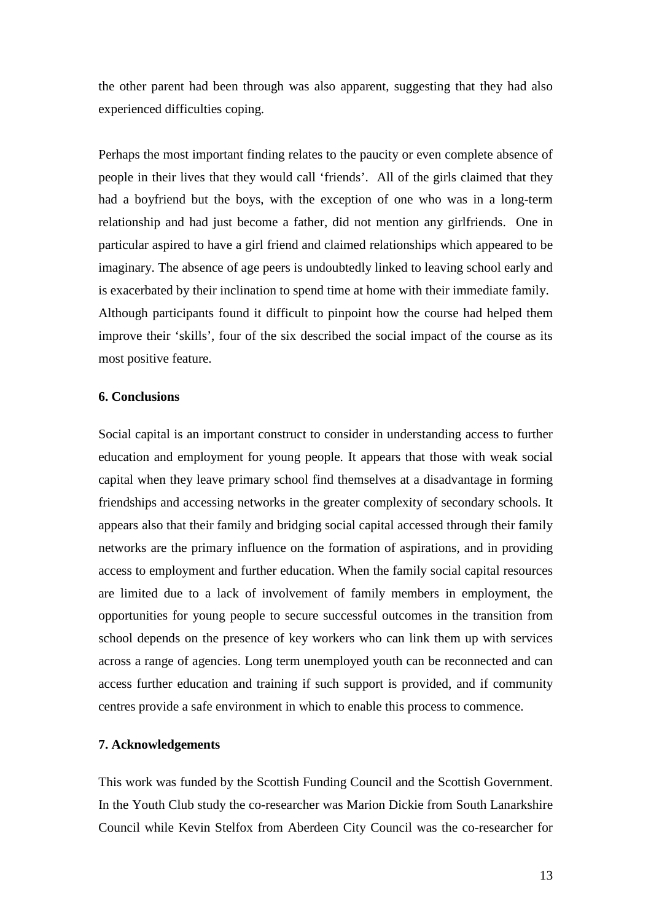the other parent had been through was also apparent, suggesting that they had also experienced difficulties coping.

Perhaps the most important finding relates to the paucity or even complete absence of people in their lives that they would call 'friends'. All of the girls claimed that they had a boyfriend but the boys, with the exception of one who was in a long-term relationship and had just become a father, did not mention any girlfriends. One in particular aspired to have a girl friend and claimed relationships which appeared to be imaginary. The absence of age peers is undoubtedly linked to leaving school early and is exacerbated by their inclination to spend time at home with their immediate family. Although participants found it difficult to pinpoint how the course had helped them improve their 'skills', four of the six described the social impact of the course as its most positive feature.

## 6. Conclusions

Social capital is an important construct to consider in understanding access to further education and employment for young people. It appears that those with weak social capital when they leave primary school find themselves at a disadvantage in forming friendships and accessing networks in the greater complexity of secondary schools. It appears also that their family and bridging social capital accessed through their family networks are the primary influence on the formation of aspirations, and in providing access to employment and further education. When the family social capital resources are limited due to a lack of involvement of family members in employment, the opportunities for young people to secure successful outcomes in the transition from school depends on the presence of key workers who can link them up with services across a range of agencies. Long term unemployed youth can be reconnected and can access further education and training if such support is provided, and if community centres provide a safe environment in which to enable this process to commence.

## 7. Acknowledgements

This work was funded by the Scottish Funding Council and the Scottish Government. In the Youth Club study the co-researcher was Marion Dickie from South Lanarkshire Council while Kevin Stelfox from Aberdeen City Council was the co-researcher for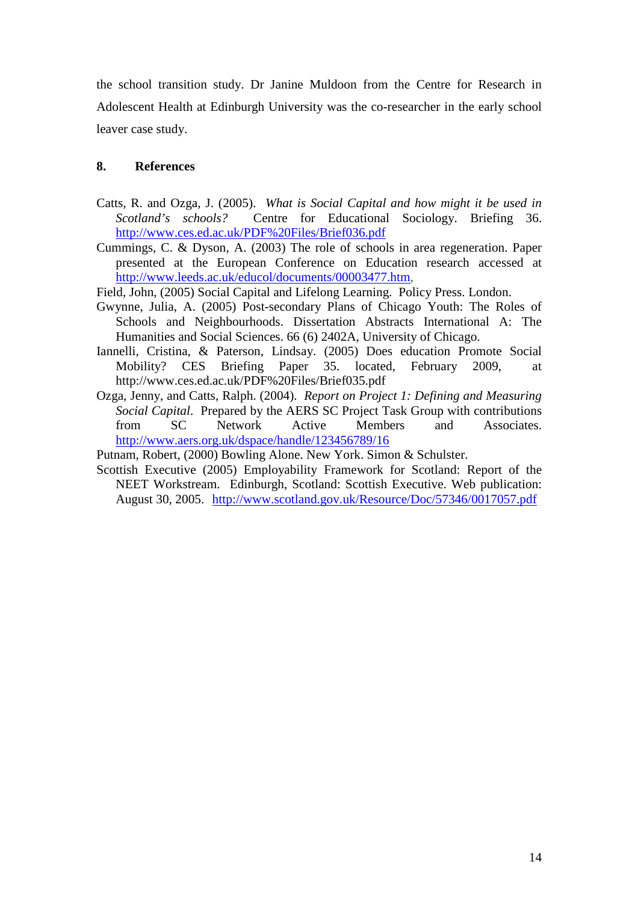the school transition study. Dr Janine Muldoon from the Centre for Research in Adolescent Health at Edinburgh University was the co-researcher in the early school leaver case study.

## 8. References

Catts, R. and Ozga, J. (2005). *What is Social Capital and how might it be used in Scotland's schools?* Centre for Educational Sociology. Briefing 36. http://www.ces.ed.ac.uk/PDF%20Files/Brief036.pdf

Cummings, C. & Dyson, A. (2003) The role of schools in area regeneration. Paper presented at the European Conference on Education research accessed at http://www.leeds.ac.uk/educol/documents/00003477.htm,

Field, John, (2005) Social Capital and Lifelong Learning. Policy Press. London.

Gwynne, Julia, A. (2005) Post-secondary Plans of Chicago Youth: The Roles of Schools and Neighbourhoods. Dissertation Abstracts International A: The Humanities and Social Sciences. 66 (6) 2402A, University of Chicago.

Iannelli, Cristina, & Paterson, Lindsay. (2005) Does education Promote Social Mobility? CES Briefing Paper 35. located, February 2009, at http://www.ces.ed.ac.uk/PDF%20Files/Brief035.pdf

Ozga, Jenny, and Catts, Ralph. (2004). *Report on Project 1: Defining and Measuring Social Capital*. Prepared by the AERS SC Project Task Group with contributions from SC Network Active Members and Associates. http://www.aers.org.uk/dspace/handle/123456789/16

Putnam, Robert, (2000) Bowling Alone. New York. Simon & Schulster.

Scottish Executive (2005) Employability Framework for Scotland: Report of the NEET Workstream. Edinburgh, Scotland: Scottish Executive. Web publication: August 30, 2005. http://www.scotland.gov.uk/Resource/Doc/57346/0017057.pdf